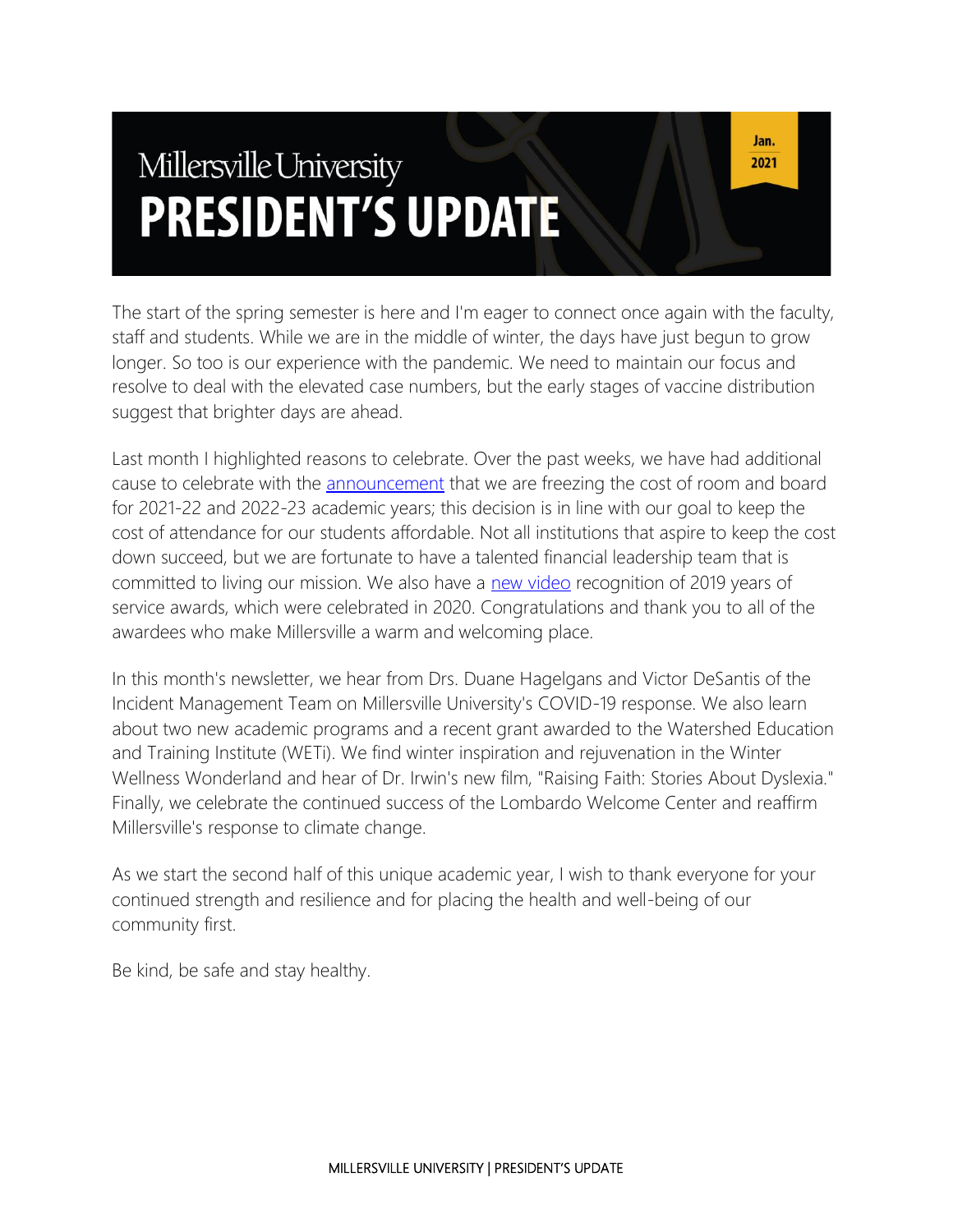# Millersville University
# PRESIDENT'S UPDATE

Jan. 2021

The start of the spring semester is here and I'm eager to connect once again with the faculty, staff and students. While we are in the middle of winter, the days have just begun to grow longer. So too is our experience with the pandemic. We need to maintain our focus and resolve to deal with the elevated case numbers, but the early stages of vaccine distribution suggest that brighter days are ahead.

Last month I highlighted reasons to celebrate. Over the past weeks, we have had additional cause to celebrate with the announcement that we are freezing the cost of room and board for 2021-22 and 2022-23 academic years; this decision is in line with our goal to keep the cost of attendance for our students affordable. Not all institutions that aspire to keep the cost down succeed, but we are fortunate to have a talented financial leadership team that is committed to living our mission. We also have a new video recognition of 2019 years of service awards, which were celebrated in 2020. Congratulations and thank you to all of the awardees who make Millersville a warm and welcoming place.

In this month's newsletter, we hear from Drs. Duane Hagelgans and Victor DeSantis of the Incident Management Team on Millersville University's COVID-19 response. We also learn about two new academic programs and a recent grant awarded to the Watershed Education and Training Institute (WETi). We find winter inspiration and rejuvenation in the Winter Wellness Wonderland and hear of Dr. Irwin's new film, "Raising Faith: Stories About Dyslexia." Finally, we celebrate the continued success of the Lombardo Welcome Center and reaffirm Millersville's response to climate change.

As we start the second half of this unique academic year, I wish to thank everyone for your continued strength and resilience and for placing the health and well-being of our community first.

Be kind, be safe and stay healthy.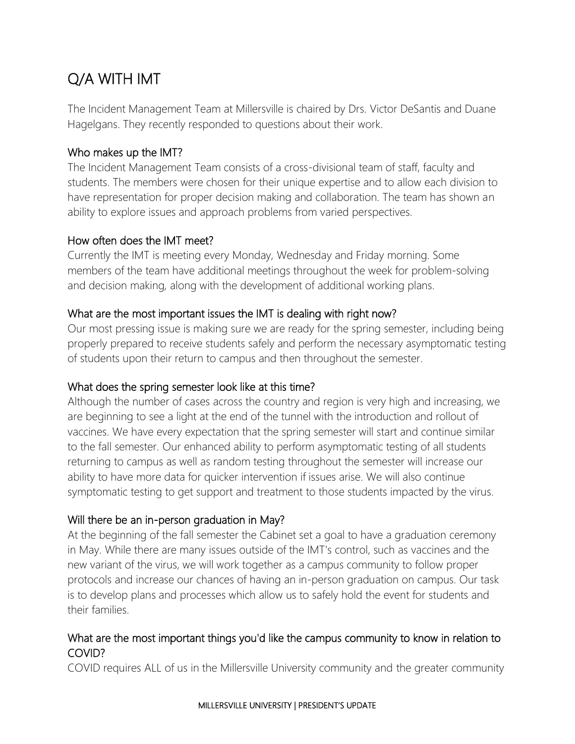# Q/A WITH IMT

The Incident Management Team at Millersville is chaired by Drs. Victor DeSantis and Duane Hagelgans. They recently responded to questions about their work.

## Who makes up the IMT?

The Incident Management Team consists of a cross-divisional team of staff, faculty and students. The members were chosen for their unique expertise and to allow each division to have representation for proper decision making and collaboration. The team has shown an ability to explore issues and approach problems from varied perspectives.

## How often does the IMT meet?

Currently the IMT is meeting every Monday, Wednesday and Friday morning. Some members of the team have additional meetings throughout the week for problem-solving and decision making, along with the development of additional working plans.

## What are the most important issues the IMT is dealing with right now?

Our most pressing issue is making sure we are ready for the spring semester, including being properly prepared to receive students safely and perform the necessary asymptomatic testing of students upon their return to campus and then throughout the semester.

## What does the spring semester look like at this time?

Although the number of cases across the country and region is very high and increasing, we are beginning to see a light at the end of the tunnel with the introduction and rollout of vaccines. We have every expectation that the spring semester will start and continue similar to the fall semester. Our enhanced ability to perform asymptomatic testing of all students returning to campus as well as random testing throughout the semester will increase our ability to have more data for quicker intervention if issues arise. We will also continue symptomatic testing to get support and treatment to those students impacted by the virus.

## Will there be an in-person graduation in May?

At the beginning of the fall semester the Cabinet set a goal to have a graduation ceremony in May. While there are many issues outside of the IMT's control, such as vaccines and the new variant of the virus, we will work together as a campus community to follow proper protocols and increase our chances of having an in-person graduation on campus. Our task is to develop plans and processes which allow us to safely hold the event for students and their families.

## What are the most important things you'd like the campus community to know in relation to COVID?

COVID requires ALL of us in the Millersville University community and the greater community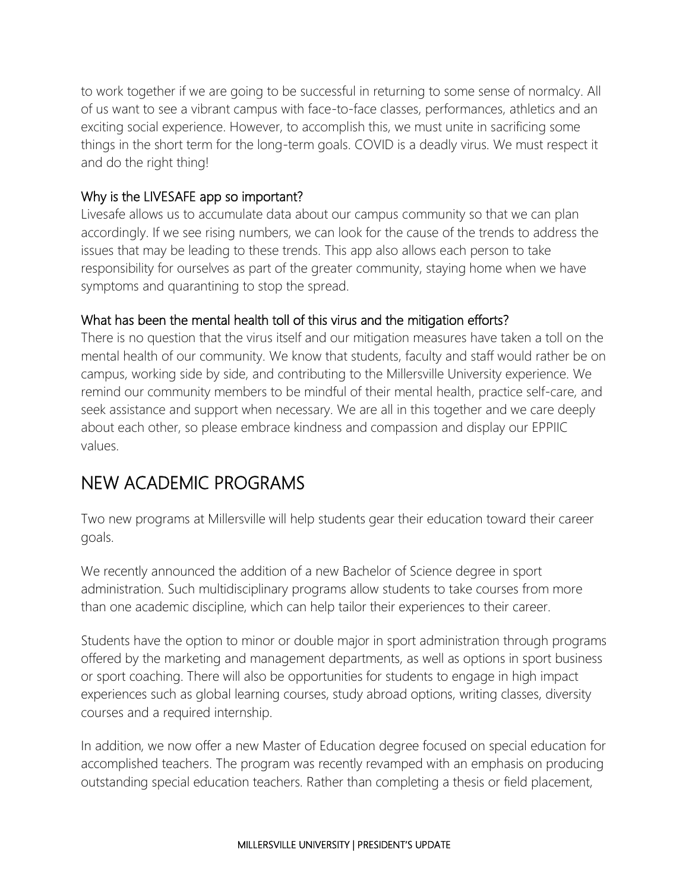to work together if we are going to be successful in returning to some sense of normalcy. All of us want to see a vibrant campus with face-to-face classes, performances, athletics and an exciting social experience. However, to accomplish this, we must unite in sacrificing some things in the short term for the long-term goals. COVID is a deadly virus. We must respect it and do the right thing!

### Why is the LIVESAFE app so important?

Livesafe allows us to accumulate data about our campus community so that we can plan accordingly. If we see rising numbers, we can look for the cause of the trends to address the issues that may be leading to these trends. This app also allows each person to take responsibility for ourselves as part of the greater community, staying home when we have symptoms and quarantining to stop the spread.

### What has been the mental health toll of this virus and the mitigation efforts?

There is no question that the virus itself and our mitigation measures have taken a toll on the mental health of our community. We know that students, faculty and staff would rather be on campus, working side by side, and contributing to the Millersville University experience. We remind our community members to be mindful of their mental health, practice self-care, and seek assistance and support when necessary. We are all in this together and we care deeply about each other, so please embrace kindness and compassion and display our EPPIIC values.

## NEW ACADEMIC PROGRAMS

Two new programs at Millersville will help students gear their education toward their career goals.

We recently announced the addition of a new Bachelor of Science degree in sport administration. Such multidisciplinary programs allow students to take courses from more than one academic discipline, which can help tailor their experiences to their career.

Students have the option to minor or double major in sport administration through programs offered by the marketing and management departments, as well as options in sport business or sport coaching. There will also be opportunities for students to engage in high impact experiences such as global learning courses, study abroad options, writing classes, diversity courses and a required internship.

In addition, we now offer a new Master of Education degree focused on special education for accomplished teachers. The program was recently revamped with an emphasis on producing outstanding special education teachers. Rather than completing a thesis or field placement,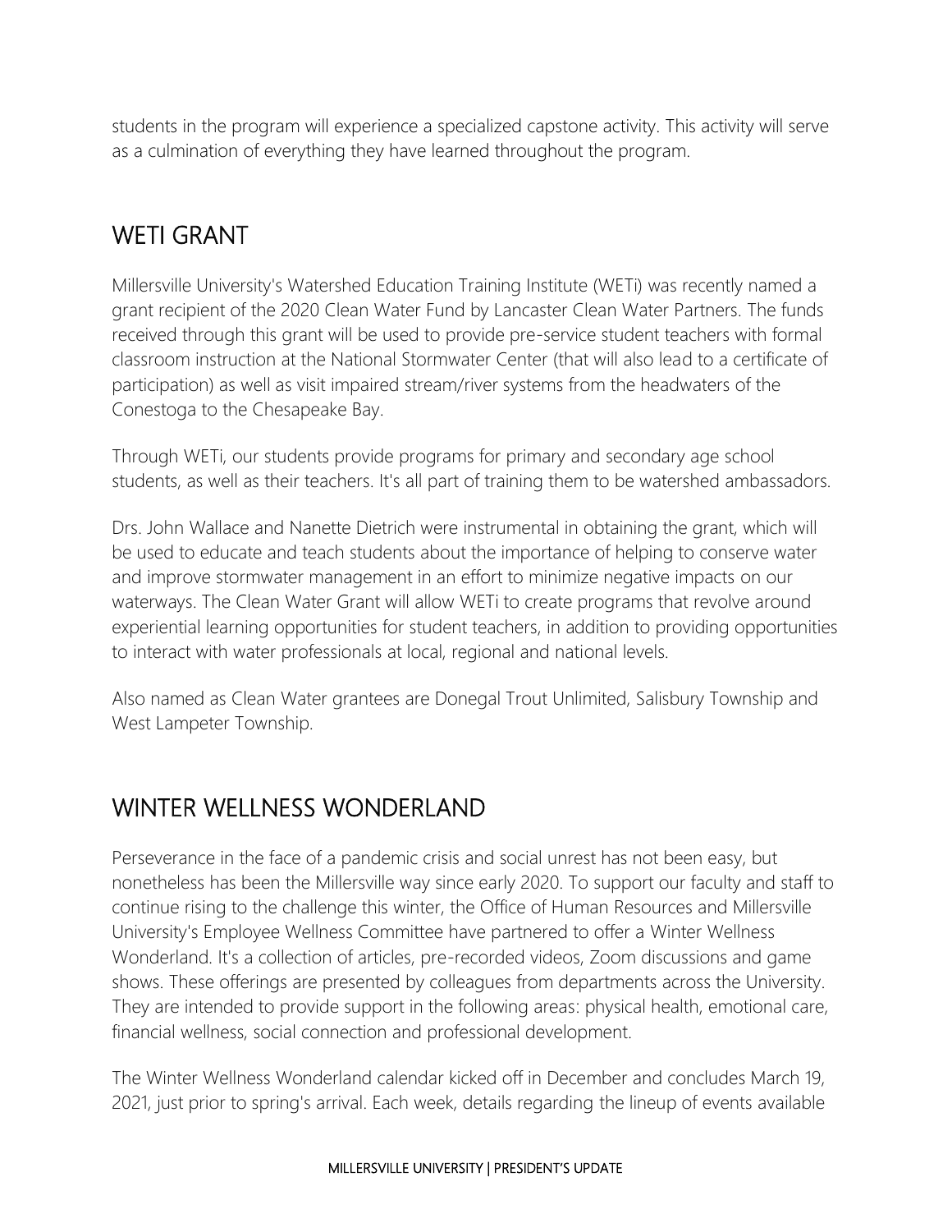students in the program will experience a specialized capstone activity. This activity will serve as a culmination of everything they have learned throughout the program.

## WETI GRANT

Millersville University's Watershed Education Training Institute (WETi) was recently named a grant recipient of the 2020 Clean Water Fund by Lancaster Clean Water Partners. The funds received through this grant will be used to provide pre-service student teachers with formal classroom instruction at the National Stormwater Center (that will also lead to a certificate of participation) as well as visit impaired stream/river systems from the headwaters of the Conestoga to the Chesapeake Bay.

Through WETi, our students provide programs for primary and secondary age school students, as well as their teachers. It's all part of training them to be watershed ambassadors.

Drs. John Wallace and Nanette Dietrich were instrumental in obtaining the grant, which will be used to educate and teach students about the importance of helping to conserve water and improve stormwater management in an effort to minimize negative impacts on our waterways. The Clean Water Grant will allow WETi to create programs that revolve around experiential learning opportunities for student teachers, in addition to providing opportunities to interact with water professionals at local, regional and national levels.

Also named as Clean Water grantees are Donegal Trout Unlimited, Salisbury Township and West Lampeter Township.

## WINTER WELLNESS WONDERLAND

Perseverance in the face of a pandemic crisis and social unrest has not been easy, but nonetheless has been the Millersville way since early 2020. To support our faculty and staff to continue rising to the challenge this winter, the Office of Human Resources and Millersville University's Employee Wellness Committee have partnered to offer a Winter Wellness Wonderland. It's a collection of articles, pre-recorded videos, Zoom discussions and game shows. These offerings are presented by colleagues from departments across the University. They are intended to provide support in the following areas: physical health, emotional care, financial wellness, social connection and professional development.

The Winter Wellness Wonderland calendar kicked off in December and concludes March 19, 2021, just prior to spring's arrival. Each week, details regarding the lineup of events available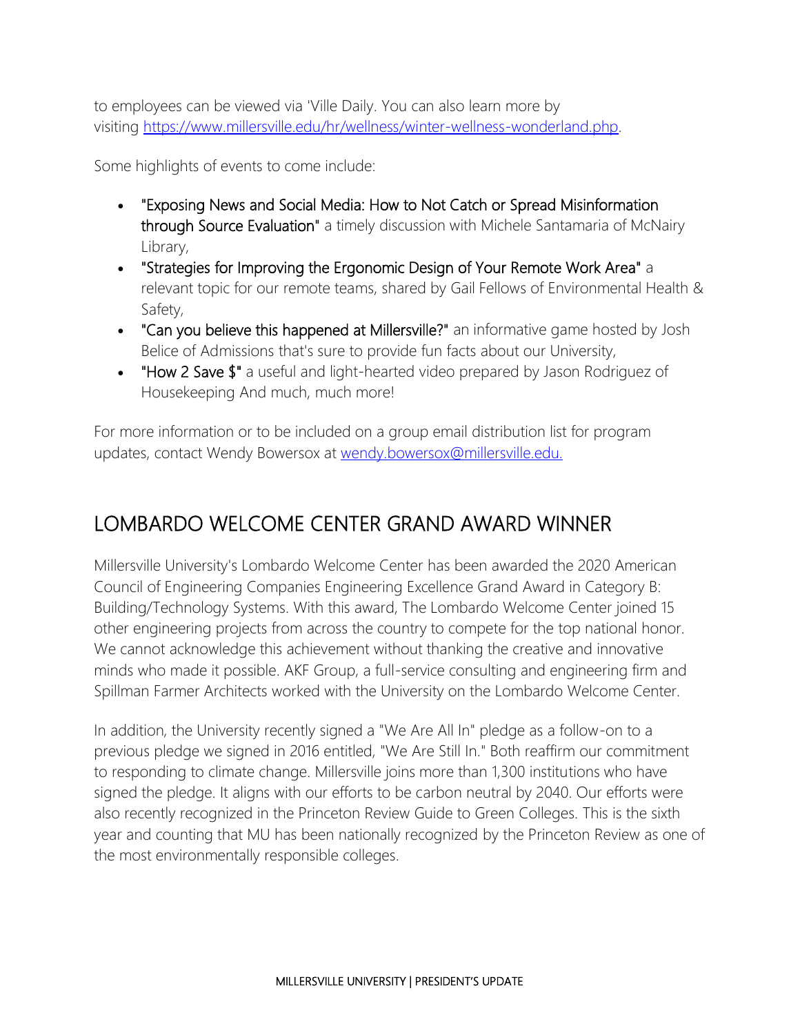to employees can be viewed via 'Ville Daily. You can also learn more by visiting [https://www.millersville.edu/hr/wellness/winter-wellness-wonderland.php](https://www.millersville.edu/hr/wellness/winter-wellness-wonderland.php).

Some highlights of events to come include:

- "Exposing News and Social Media: How to Not Catch or Spread Misinformation through Source Evaluation" a timely discussion with Michele Santamaria of McNairy Library,
- "Strategies for Improving the Ergonomic Design of Your Remote Work Area" a relevant topic for our remote teams, shared by Gail Fellows of Environmental Health & Safety,
- "Can you believe this happened at Millersville?" an informative game hosted by Josh Belice of Admissions that's sure to provide fun facts about our University,
- "How 2 Save $" a useful and light-hearted video prepared by Jason Rodriguez of Housekeeping And much, much more!

For more information or to be included on a group email distribution list for program updates, contact Wendy Bowersox at [wendy.bowersox@millersville.edu.](mailto:wendy.bowersox@millersville.edu)

## LOMBARDO WELCOME CENTER GRAND AWARD WINNER

Millersville University's Lombardo Welcome Center has been awarded the 2020 American Council of Engineering Companies Engineering Excellence Grand Award in Category B: Building/Technology Systems. With this award, The Lombardo Welcome Center joined 15 other engineering projects from across the country to compete for the top national honor. We cannot acknowledge this achievement without thanking the creative and innovative minds who made it possible. AKF Group, a full-service consulting and engineering firm and Spillman Farmer Architects worked with the University on the Lombardo Welcome Center.

In addition, the University recently signed a "We Are All In" pledge as a follow-on to a previous pledge we signed in 2016 entitled, "We Are Still In." Both reaffirm our commitment to responding to climate change. Millersville joins more than 1,300 institutions who have signed the pledge. It aligns with our efforts to be carbon neutral by 2040. Our efforts were also recently recognized in the Princeton Review Guide to Green Colleges. This is the sixth year and counting that MU has been nationally recognized by the Princeton Review as one of the most environmentally responsible colleges.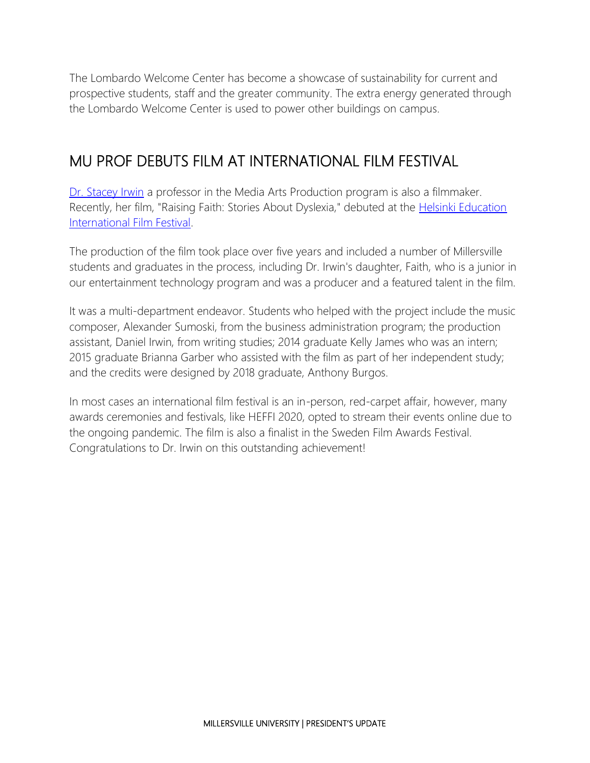The Lombardo Welcome Center has become a showcase of sustainability for current and prospective students, staff and the greater community. The extra energy generated through the Lombardo Welcome Center is used to power other buildings on campus.

## MU PROF DEBUTS FILM AT INTERNATIONAL FILM FESTIVAL

Dr. Stacey Irwin a professor in the Media Arts Production program is also a filmmaker. Recently, her film, "Raising Faith: Stories About Dyslexia," debuted at the Helsinki Education International Film Festival.

The production of the film took place over five years and included a number of Millersville students and graduates in the process, including Dr. Irwin's daughter, Faith, who is a junior in our entertainment technology program and was a producer and a featured talent in the film.

It was a multi-department endeavor. Students who helped with the project include the music composer, Alexander Sumoski, from the business administration program; the production assistant, Daniel Irwin, from writing studies; 2014 graduate Kelly James who was an intern; 2015 graduate Brianna Garber who assisted with the film as part of her independent study; and the credits were designed by 2018 graduate, Anthony Burgos.

In most cases an international film festival is an in-person, red-carpet affair, however, many awards ceremonies and festivals, like HEFFI 2020, opted to stream their events online due to the ongoing pandemic. The film is also a finalist in the Sweden Film Awards Festival. Congratulations to Dr. Irwin on this outstanding achievement!